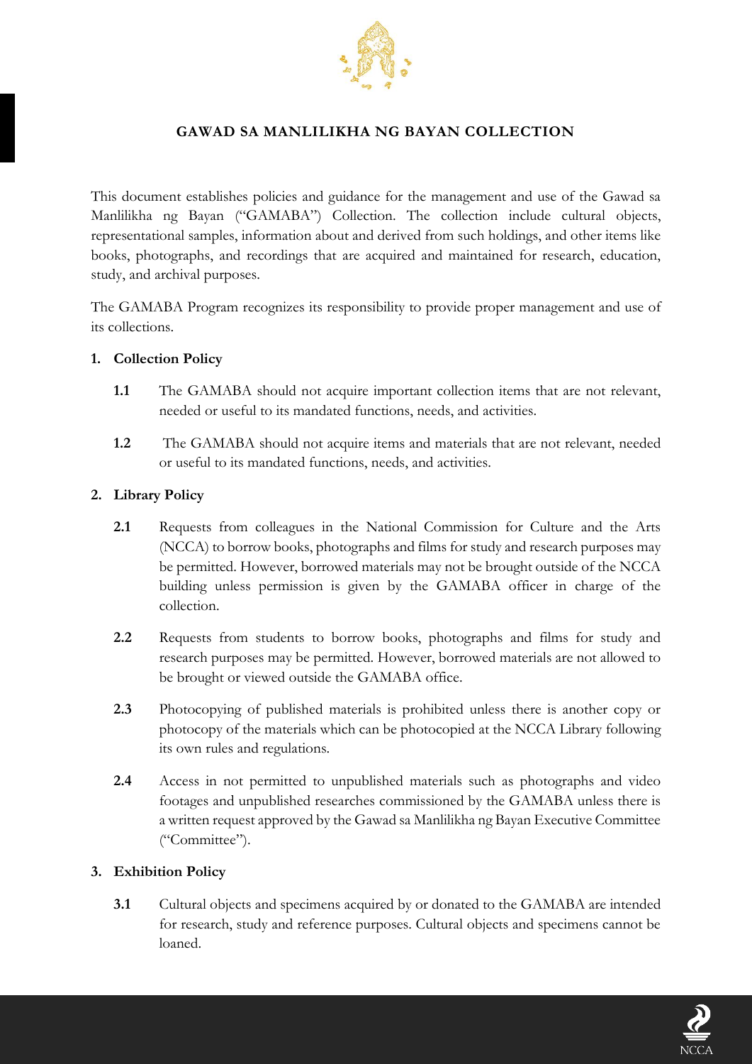# GAWAD SA MANLILIKHA NG BAYAN COLLECTION

This document establishes policies and guidance for the management and use of the Gawad sa Manlilikha ng Bayan ("GAMABA") Collection. The collection include cultural objects, representational samples, information about and derived from such holdings, and other items like books, photographs, and recordings that are acquired and maintained for research, education, study, and archival purposes.

The GAMABA Program recognizes its responsibility to provide proper management and use of its collections.

## 1. Collection Policy

**1.1** The GAMABA should not acquire important collection items that are not relevant, needed or useful to its mandated functions, needs, and activities.

**1.2** The GAMABA should not acquire items and materials that are not relevant, needed or useful to its mandated functions, needs, and activities.

## 2. Library Policy

**2.1** Requests from colleagues in the National Commission for Culture and the Arts (NCCA) to borrow books, photographs and films for study and research purposes may be permitted. However, borrowed materials may not be brought outside of the NCCA building unless permission is given by the GAMABA officer in charge of the collection.

**2.2** Requests from students to borrow books, photographs and films for study and research purposes may be permitted. However, borrowed materials are not allowed to be brought or viewed outside the GAMABA office.

**2.3** Photocopying of published materials is prohibited unless there is another copy or photocopy of the materials which can be photocopied at the NCCA Library following its own rules and regulations.

**2.4** Access in not permitted to unpublished materials such as photographs and video footages and unpublished researches commissioned by the GAMABA unless there is a written request approved by the Gawad sa Manlilikha ng Bayan Executive Committee ("Committee").

## 3. Exhibition Policy

**3.1** Cultural objects and specimens acquired by or donated to the GAMABA are intended for research, study and reference purposes. Cultural objects and specimens cannot be loaned.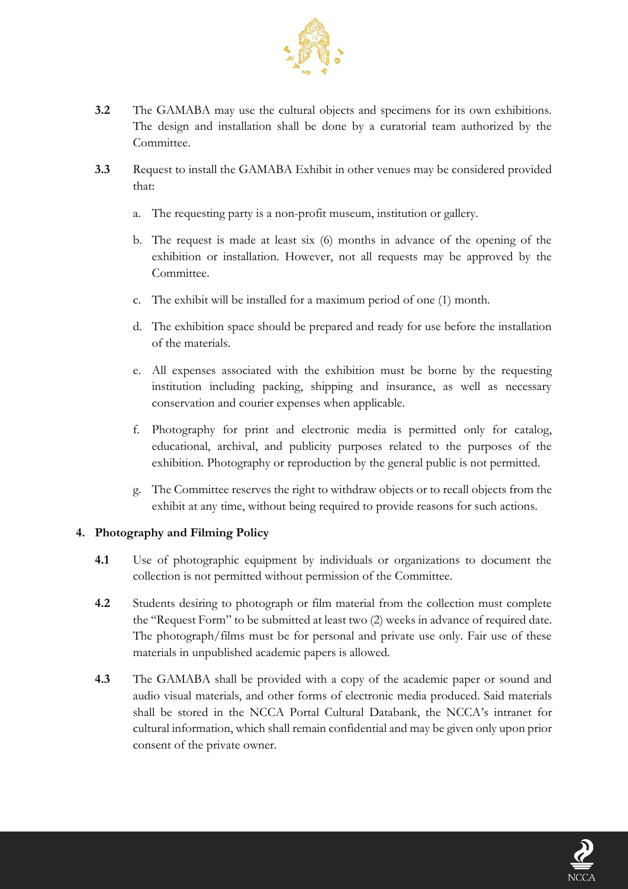**3.2** The GAMABA may use the cultural objects and specimens for its own exhibitions. The design and installation shall be done by a curatorial team authorized by the Committee.

**3.3** Request to install the GAMABA Exhibit in other venues may be considered provided that:

a. The requesting party is a non-profit museum, institution or gallery.

b. The request is made at least six (6) months in advance of the opening of the exhibition or installation. However, not all requests may be approved by the Committee.

c. The exhibit will be installed for a maximum period of one (1) month.

d. The exhibition space should be prepared and ready for use before the installation of the materials.

e. All expenses associated with the exhibition must be borne by the requesting institution including packing, shipping and insurance, as well as necessary conservation and courier expenses when applicable.

f. Photography for print and electronic media is permitted only for catalog, educational, archival, and publicity purposes related to the purposes of the exhibition. Photography or reproduction by the general public is not permitted.

g. The Committee reserves the right to withdraw objects or to recall objects from the exhibit at any time, without being required to provide reasons for such actions.

**4. Photography and Filming Policy**

**4.1** Use of photographic equipment by individuals or organizations to document the collection is not permitted without permission of the Committee.

**4.2** Students desiring to photograph or film material from the collection must complete the "Request Form" to be submitted at least two (2) weeks in advance of required date. The photograph/films must be for personal and private use only. Fair use of these materials in unpublished academic papers is allowed.

**4.3** The GAMABA shall be provided with a copy of the academic paper or sound and audio visual materials, and other forms of electronic media produced. Said materials shall be stored in the NCCA Portal Cultural Databank, the NCCA's intranet for cultural information, which shall remain confidential and may be given only upon prior consent of the private owner.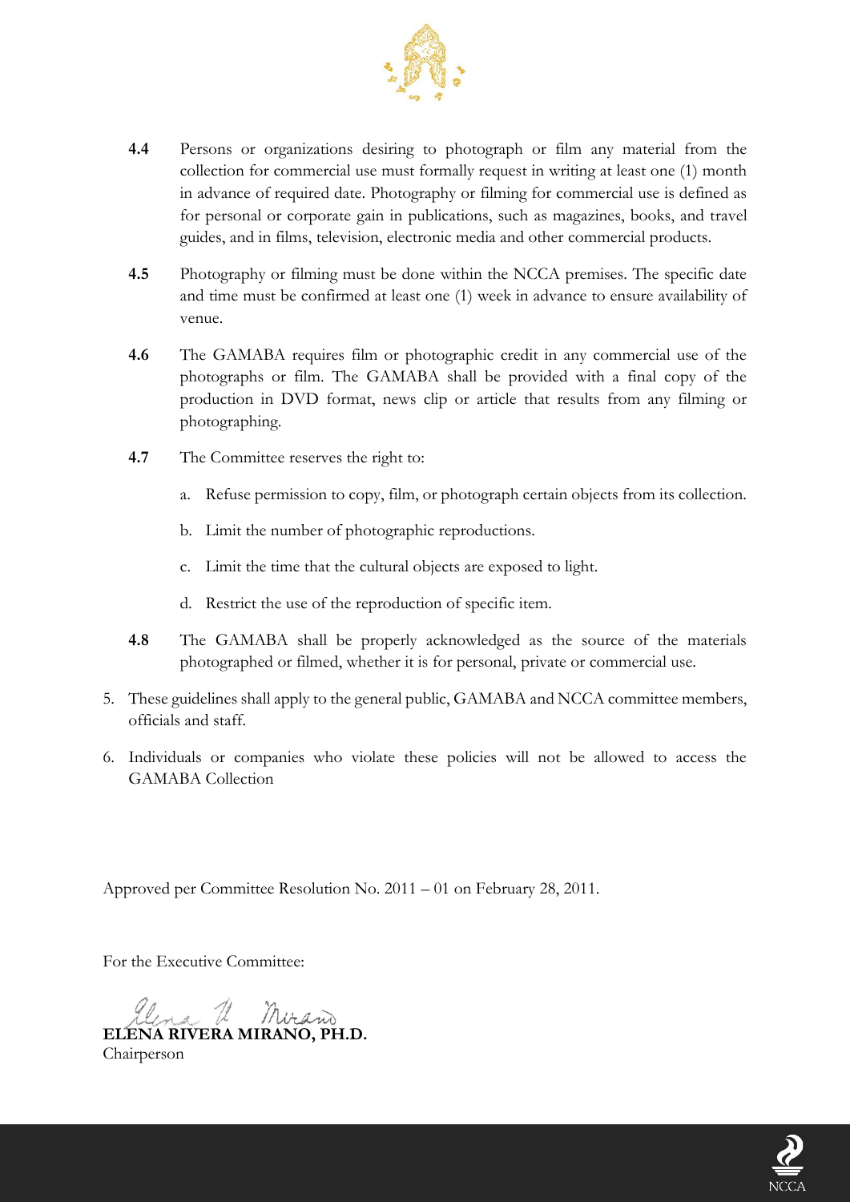**4.4** Persons or organizations desiring to photograph or film any material from the collection for commercial use must formally request in writing at least one (1) month in advance of required date. Photography or filming for commercial use is defined as for personal or corporate gain in publications, such as magazines, books, and travel guides, and in films, television, electronic media and other commercial products.

**4.5** Photography or filming must be done within the NCCA premises. The specific date and time must be confirmed at least one (1) week in advance to ensure availability of venue.

**4.6** The GAMABA requires film or photographic credit in any commercial use of the photographs or film. The GAMABA shall be provided with a final copy of the production in DVD format, news clip or article that results from any filming or photographing.

**4.7** The Committee reserves the right to:

a. Refuse permission to copy, film, or photograph certain objects from its collection.

b. Limit the number of photographic reproductions.

c. Limit the time that the cultural objects are exposed to light.

d. Restrict the use of the reproduction of specific item.

**4.8** The GAMABA shall be properly acknowledged as the source of the materials photographed or filmed, whether it is for personal, private or commercial use.

5. These guidelines shall apply to the general public, GAMABA and NCCA committee members, officials and staff.

6. Individuals or companies who violate these policies will not be allowed to access the GAMABA Collection

Approved per Committee Resolution No. 2011 – 01 on February 28, 2011.

For the Executive Committee:

**ELENA RIVERA MIRANO, PH.D.**
Chairperson